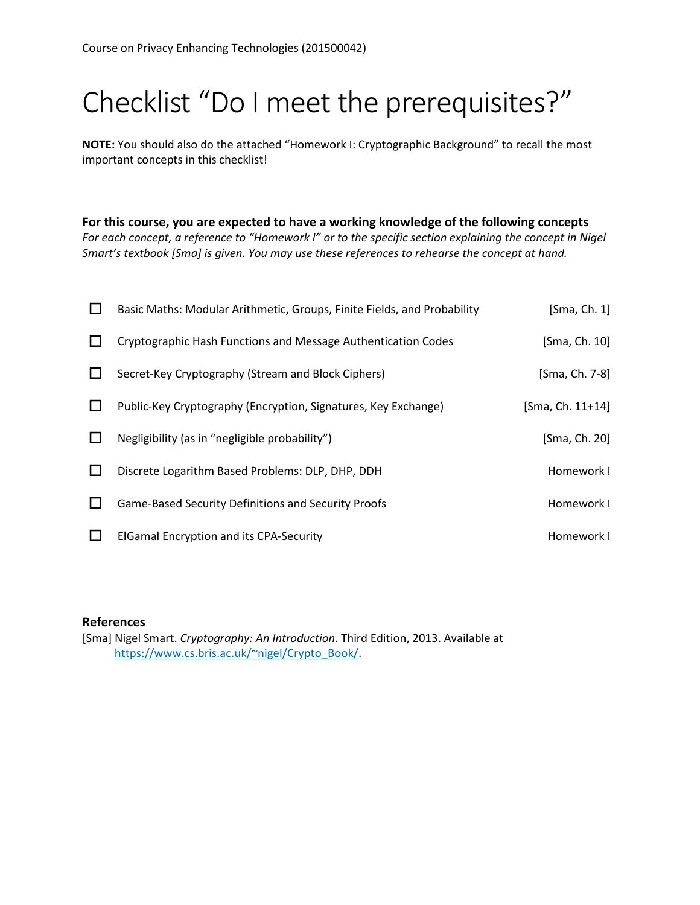Course on Privacy Enhancing Technologies (201500042)

# Checklist "Do I meet the prerequisites?"

**NOTE:** You should also do the attached "Homework I: Cryptographic Background" to recall the most important concepts in this checklist!

**For this course, you are expected to have a working knowledge of the following concepts**
*For each concept, a reference to "Homework I" or to the specific section explaining the concept in Nigel Smart's textbook [Sma] is given. You may use these references to rehearse the concept at hand.*

| | Concept | Reference |
|---|---|---|
| ☐ | Basic Maths: Modular Arithmetic, Groups, Finite Fields, and Probability | [Sma, Ch. 1] |
| ☐ | Cryptographic Hash Functions and Message Authentication Codes | [Sma, Ch. 10] |
| ☐ | Secret-Key Cryptography (Stream and Block Ciphers) | [Sma, Ch. 7-8] |
| ☐ | Public-Key Cryptography (Encryption, Signatures, Key Exchange) | [Sma, Ch. 11+14] |
| ☐ | Negligibility (as in "negligible probability") | [Sma, Ch. 20] |
| ☐ | Discrete Logarithm Based Problems: DLP, DHP, DDH | Homework I |
| ☐ | Game-Based Security Definitions and Security Proofs | Homework I |
| ☐ | ElGamal Encryption and its CPA-Security | Homework I |

**References**

[Sma] Nigel Smart. *Cryptography: An Introduction*. Third Edition, 2013. Available at https://www.cs.bris.ac.uk/~nigel/Crypto_Book/.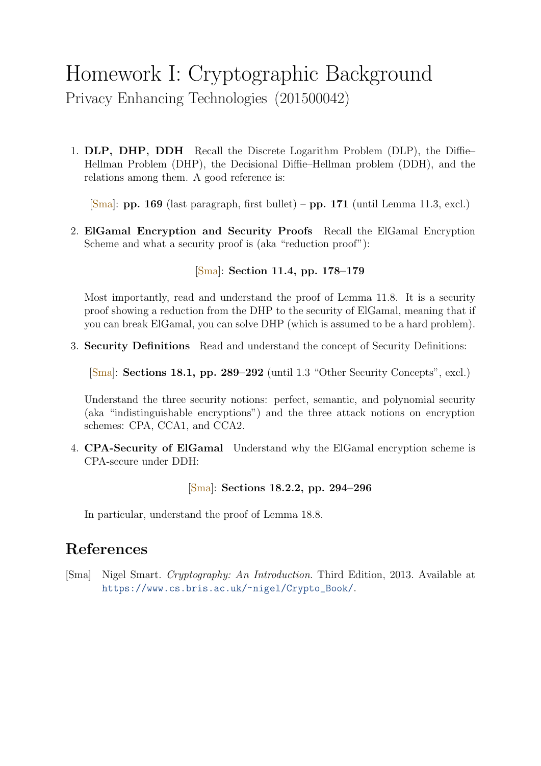# Homework I: Cryptographic Background

Privacy Enhancing Technologies (201500042)

1. **DLP, DHP, DDH** Recall the Discrete Logarithm Problem (DLP), the Diffie–Hellman Problem (DHP), the Decisional Diffie–Hellman problem (DDH), and the relations among them. A good reference is:

   [Sma]: **pp. 169** (last paragraph, first bullet) – **pp. 171** (until Lemma 11.3, excl.)

2. **ElGamal Encryption and Security Proofs** Recall the ElGamal Encryption Scheme and what a security proof is (aka "reduction proof"):

   [Sma]: **Section 11.4, pp. 178–179**

   Most importantly, read and understand the proof of Lemma 11.8. It is a security proof showing a reduction from the DHP to the security of ElGamal, meaning that if you can break ElGamal, you can solve DHP (which is assumed to be a hard problem).

3. **Security Definitions** Read and understand the concept of Security Definitions:

   [Sma]: **Sections 18.1, pp. 289–292** (until 1.3 "Other Security Concepts", excl.)

   Understand the three security notions: perfect, semantic, and polynomial security (aka "indistinguishable encryptions") and the three attack notions on encryption schemes: CPA, CCA1, and CCA2.

4. **CPA-Security of ElGamal** Understand why the ElGamal encryption scheme is CPA-secure under DDH:

   [Sma]: **Sections 18.2.2, pp. 294–296**

   In particular, understand the proof of Lemma 18.8.

## References

[Sma] Nigel Smart. *Cryptography: An Introduction.* Third Edition, 2013. Available at https://www.cs.bris.ac.uk/~nigel/Crypto_Book/.